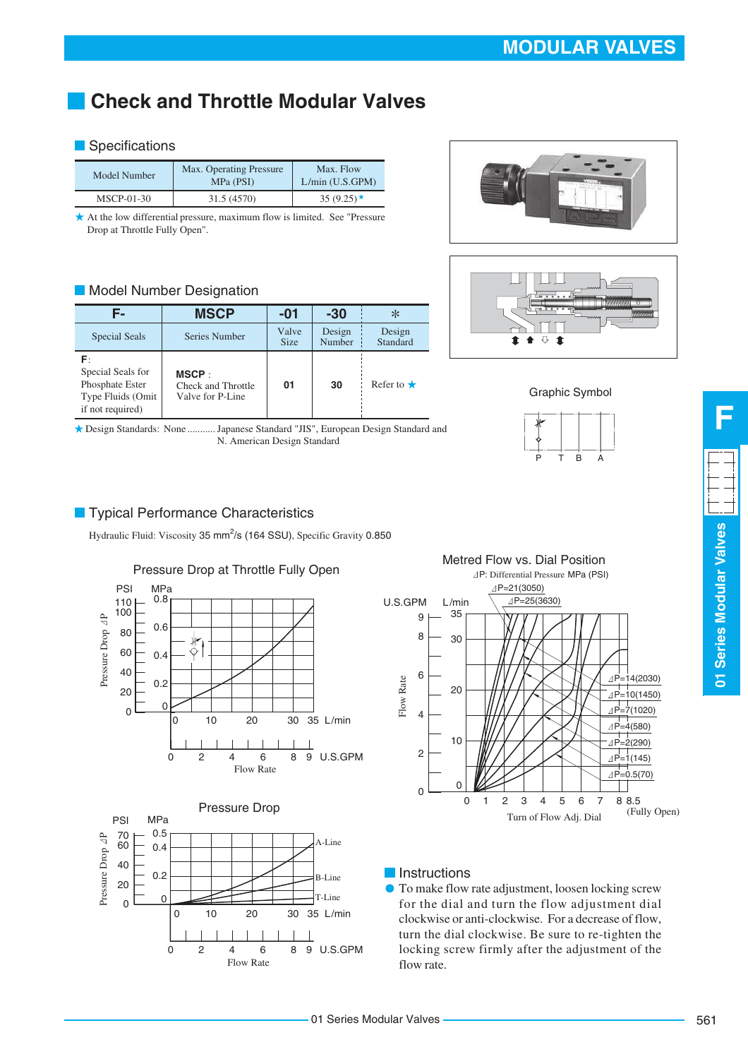# Check and Throttle Modular Valves

## Specifications

| Model Number | Max. Operating Pressure MPa (PSI) | Max. Flow L/min (U.S.GPM) |
|---|---|---|
| MSCP-01-30 | 31.5 (4570) | 35 (9.25)★ |

★ At the low differential pressure, maximum flow is limited. See "Pressure Drop at Throttle Fully Open".

## Model Number Designation

| F- | MSCP | -01 | -30 | * |
|---|---|---|---|---|
| Special Seals | Series Number | Valve Size | Design Number | Design Standard |
| **F**: Special Seals for Phosphate Ester Type Fluids (Omit if not required) | **MSCP** : Check and Throttle Valve for P-Line | **01** | **30** | Refer to ★ |

★ Design Standards: None .......... Japanese Standard "JIS", European Design Standard and N. American Design Standard

Graphic Symbol

P T B A

## Typical Performance Characteristics

Hydraulic Fluid: Viscosity 35 $mm^2/s$ (164 SSU), Specific Gravity 0.850

### Pressure Drop at Throttle Fully Open

Pressure Drop ⊿P (PSI / MPa) vs. Flow Rate (L/min / U.S.GPM)

### Metred Flow vs. Dial Position

⊿P: Differential Pressure MPa (PSI)

⊿P=21(3050), ⊿P=25(3630), ⊿P=14(2030), ⊿P=10(1450), ⊿P=7(1020), ⊿P=4(580), ⊿P=2(290), ⊿P=1(145), ⊿P=0.5(70)

Flow Rate (U.S.GPM / L/min) vs. Turn of Flow Adj. Dial (8.5 Fully Open)

### Pressure Drop

Pressure Drop ⊿P (PSI / MPa) vs. Flow Rate (L/min / U.S.GPM): A-Line, B-Line, T-Line

## Instructions

- To make flow rate adjustment, loosen locking screw for the dial and turn the flow adjustment dial clockwise or anti-clockwise. For a decrease of flow, turn the dial clockwise. Be sure to re-tighten the locking screw firmly after the adjustment of the flow rate.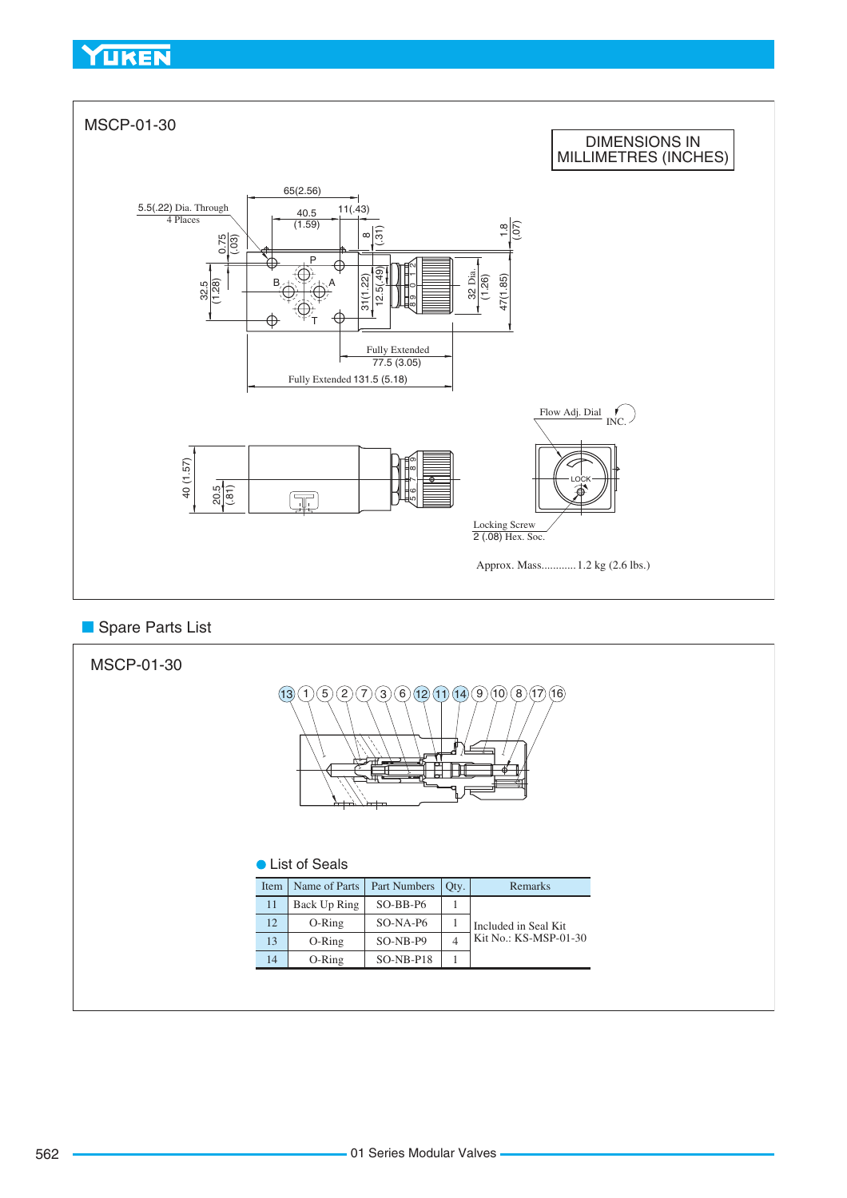## MSCP-01-30

DIMENSIONS IN MILLIMETRES (INCHES)

5.5(.22) Dia. Through
4 Places

65(2.56)
40.5
(1.59)
11(.43)
0.75
(.03)
8
(.31)
1.8
(.07)
32.5
(1.28)
31(1.22)
12.5(.49)
32 Dia.
(1.26)
47(1.85)
P
B
A
T
Fully Extended
77.5 (3.05)
Fully Extended 131.5 (5.18)

40 (1.57)
20.5
(.81)

Flow Adj. Dial
INC.
LOCK
Locking Screw
2 (.08) Hex. Soc.

Approx. Mass............1.2 kg (2.6 lbs.)

## Spare Parts List

### MSCP-01-30

13 1 5 2 7 3 6 12 11 14 9 10 8 17 16

#### List of Seals

| Item | Name of Parts | Part Numbers | Qty. | Remarks |
|---|---|---|---|---|
| 11 | Back Up Ring | SO-BB-P6 | 1 | Included in Seal Kit Kit No.: KS-MSP-01-30 |
| 12 | O-Ring | SO-NA-P6 | 1 | |
| 13 | O-Ring | SO-NB-P9 | 4 | |
| 14 | O-Ring | SO-NB-P18 | 1 | |